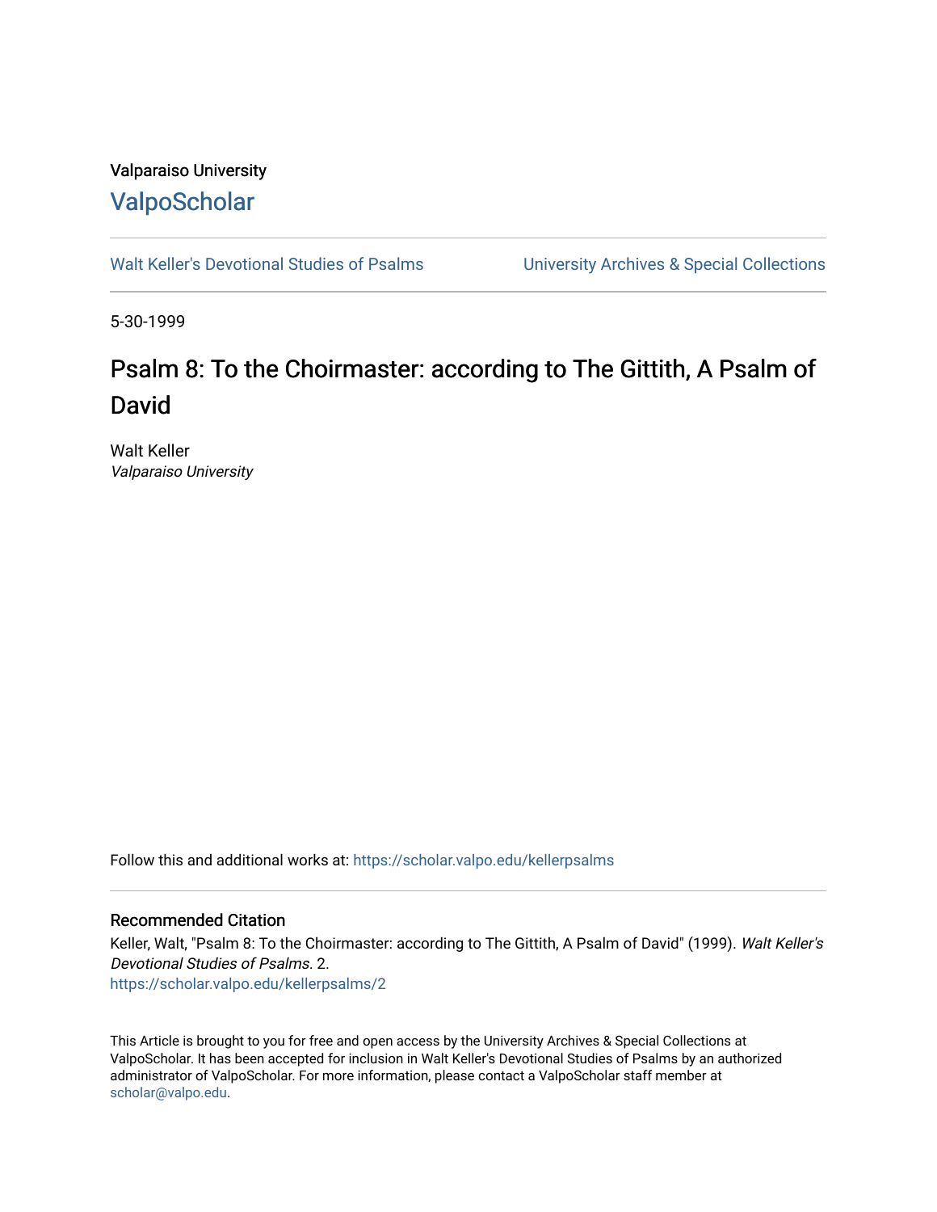Valparaiso University

ValpoScholar

Walt Keller's Devotional Studies of Psalms University Archives & Special Collections

5-30-1999

# Psalm 8: To the Choirmaster: according to The Gittith, A Psalm of David

Walt Keller
*Valparaiso University*

Follow this and additional works at: https://scholar.valpo.edu/kellerpsalms

## Recommended Citation

Keller, Walt, "Psalm 8: To the Choirmaster: according to The Gittith, A Psalm of David" (1999). *Walt Keller's Devotional Studies of Psalms*. 2.
https://scholar.valpo.edu/kellerpsalms/2

This Article is brought to you for free and open access by the University Archives & Special Collections at ValpoScholar. It has been accepted for inclusion in Walt Keller's Devotional Studies of Psalms by an authorized administrator of ValpoScholar. For more information, please contact a ValpoScholar staff member at scholar@valpo.edu.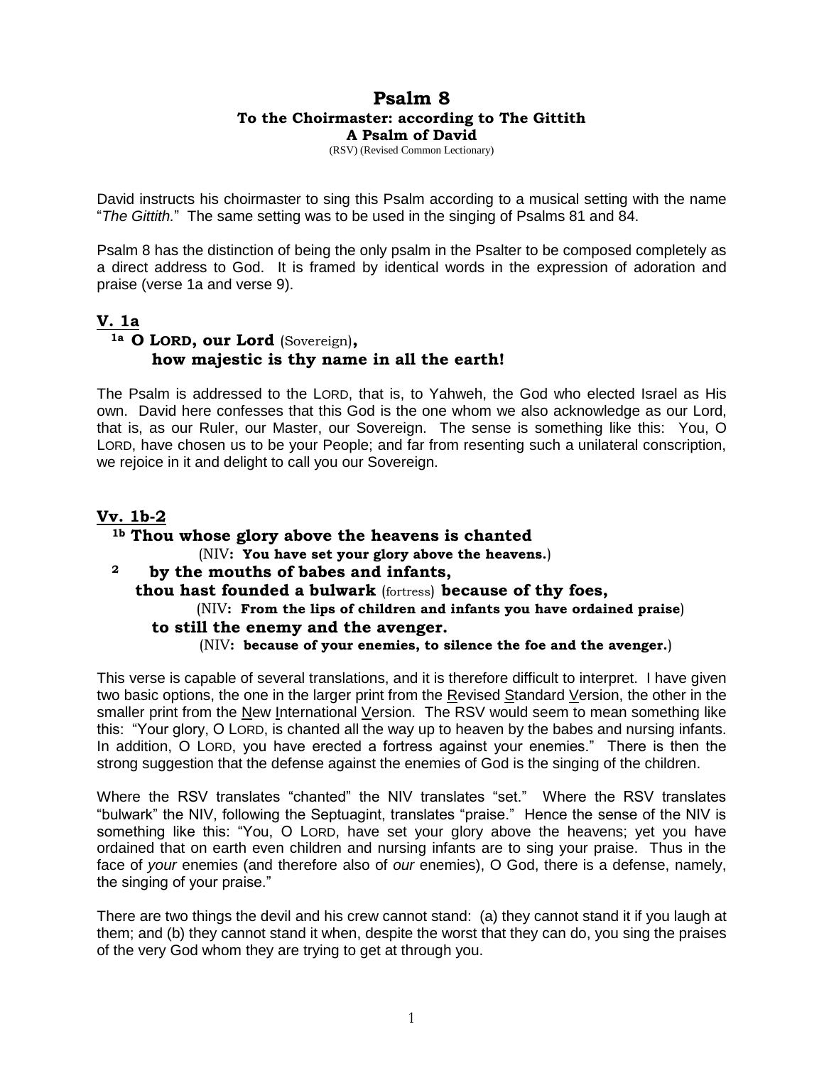# Psalm 8

### To the Choirmaster: according to The Gittith

### A Psalm of David

(RSV) (Revised Common Lectionary)

David instructs his choirmaster to sing this Psalm according to a musical setting with the name "*The Gittith.*" The same setting was to be used in the singing of Psalms 81 and 84.

Psalm 8 has the distinction of being the only psalm in the Psalter to be composed completely as a direct address to God. It is framed by identical words in the expression of adoration and praise (verse 1a and verse 9).

## V. 1a

**1a O LORD, our Lord** (Sovereign)**,**
**how majestic is thy name in all the earth!**

The Psalm is addressed to the LORD, that is, to Yahweh, the God who elected Israel as His own. David here confesses that this God is the one whom we also acknowledge as our Lord, that is, as our Ruler, our Master, our Sovereign. The sense is something like this: You, O LORD, have chosen us to be your People; and far from resenting such a unilateral conscription, we rejoice in it and delight to call you our Sovereign.

## Vv. 1b-2

**1b Thou whose glory above the heavens is chanted**
(NIV**: You have set your glory above the heavens.**)
**2 by the mouths of babes and infants,**
**thou hast founded a bulwark** (fortress) **because of thy foes,**
(NIV**: From the lips of children and infants you have ordained praise**)
**to still the enemy and the avenger.**
(NIV**: because of your enemies, to silence the foe and the avenger.**)

This verse is capable of several translations, and it is therefore difficult to interpret. I have given two basic options, the one in the larger print from the Revised Standard Version, the other in the smaller print from the New International Version. The RSV would seem to mean something like this: "Your glory, O LORD, is chanted all the way up to heaven by the babes and nursing infants. In addition, O LORD, you have erected a fortress against your enemies." There is then the strong suggestion that the defense against the enemies of God is the singing of the children.

Where the RSV translates "chanted" the NIV translates "set." Where the RSV translates "bulwark" the NIV, following the Septuagint, translates "praise." Hence the sense of the NIV is something like this: "You, O LORD, have set your glory above the heavens; yet you have ordained that on earth even children and nursing infants are to sing your praise. Thus in the face of *your* enemies (and therefore also of *our* enemies), O God, there is a defense, namely, the singing of your praise."

There are two things the devil and his crew cannot stand: (a) they cannot stand it if you laugh at them; and (b) they cannot stand it when, despite the worst that they can do, you sing the praises of the very God whom they are trying to get at through you.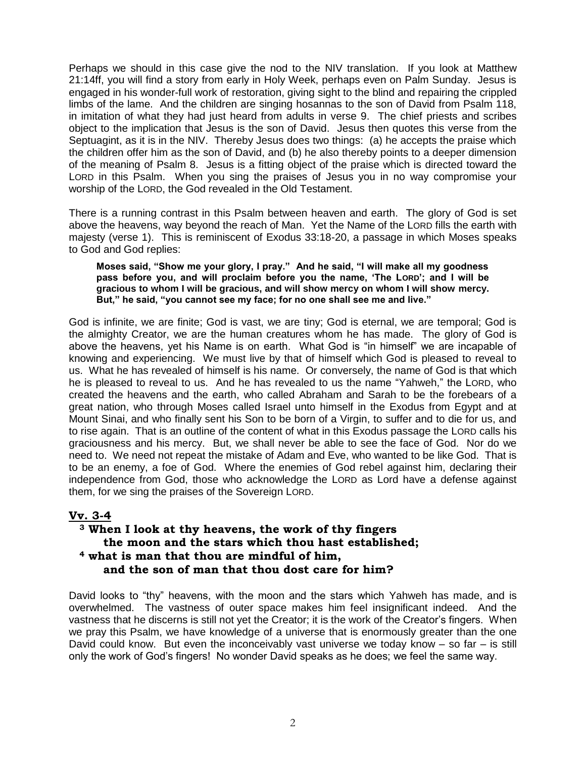Perhaps we should in this case give the nod to the NIV translation. If you look at Matthew 21:14ff, you will find a story from early in Holy Week, perhaps even on Palm Sunday. Jesus is engaged in his wonder-full work of restoration, giving sight to the blind and repairing the crippled limbs of the lame. And the children are singing hosannas to the son of David from Psalm 118, in imitation of what they had just heard from adults in verse 9. The chief priests and scribes object to the implication that Jesus is the son of David. Jesus then quotes this verse from the Septuagint, as it is in the NIV. Thereby Jesus does two things: (a) he accepts the praise which the children offer him as the son of David, and (b) he also thereby points to a deeper dimension of the meaning of Psalm 8. Jesus is a fitting object of the praise which is directed toward the LORD in this Psalm. When you sing the praises of Jesus you in no way compromise your worship of the LORD, the God revealed in the Old Testament.

There is a running contrast in this Psalm between heaven and earth. The glory of God is set above the heavens, way beyond the reach of Man. Yet the Name of the LORD fills the earth with majesty (verse 1). This is reminiscent of Exodus 33:18-20, a passage in which Moses speaks to God and God replies:

> **Moses said, "Show me your glory, I pray." And he said, "I will make all my goodness pass before you, and will proclaim before you the name, 'The LORD'; and I will be gracious to whom I will be gracious, and will show mercy on whom I will show mercy. But," he said, "you cannot see my face; for no one shall see me and live."**

God is infinite, we are finite; God is vast, we are tiny; God is eternal, we are temporal; God is the almighty Creator, we are the human creatures whom he has made. The glory of God is above the heavens, yet his Name is on earth. What God is "in himself" we are incapable of knowing and experiencing. We must live by that of himself which God is pleased to reveal to us. What he has revealed of himself is his name. Or conversely, the name of God is that which he is pleased to reveal to us. And he has revealed to us the name "Yahweh," the LORD, who created the heavens and the earth, who called Abraham and Sarah to be the forebears of a great nation, who through Moses called Israel unto himself in the Exodus from Egypt and at Mount Sinai, and who finally sent his Son to be born of a Virgin, to suffer and to die for us, and to rise again. That is an outline of the content of what in this Exodus passage the LORD calls his graciousness and his mercy. But, we shall never be able to see the face of God. Nor do we need to. We need not repeat the mistake of Adam and Eve, who wanted to be like God. That is to be an enemy, a foe of God. Where the enemies of God rebel against him, declaring their independence from God, those who acknowledge the LORD as Lord have a defense against them, for we sing the praises of the Sovereign LORD.

## Vv. 3-4

**3 When I look at thy heavens, the work of thy fingers**
**the moon and the stars which thou hast established;**
**4 what is man that thou are mindful of him,**
**and the son of man that thou dost care for him?**

David looks to "thy" heavens, with the moon and the stars which Yahweh has made, and is overwhelmed. The vastness of outer space makes him feel insignificant indeed. And the vastness that he discerns is still not yet the Creator; it is the work of the Creator's fingers. When we pray this Psalm, we have knowledge of a universe that is enormously greater than the one David could know. But even the inconceivably vast universe we today know – so far – is still only the work of God's fingers! No wonder David speaks as he does; we feel the same way.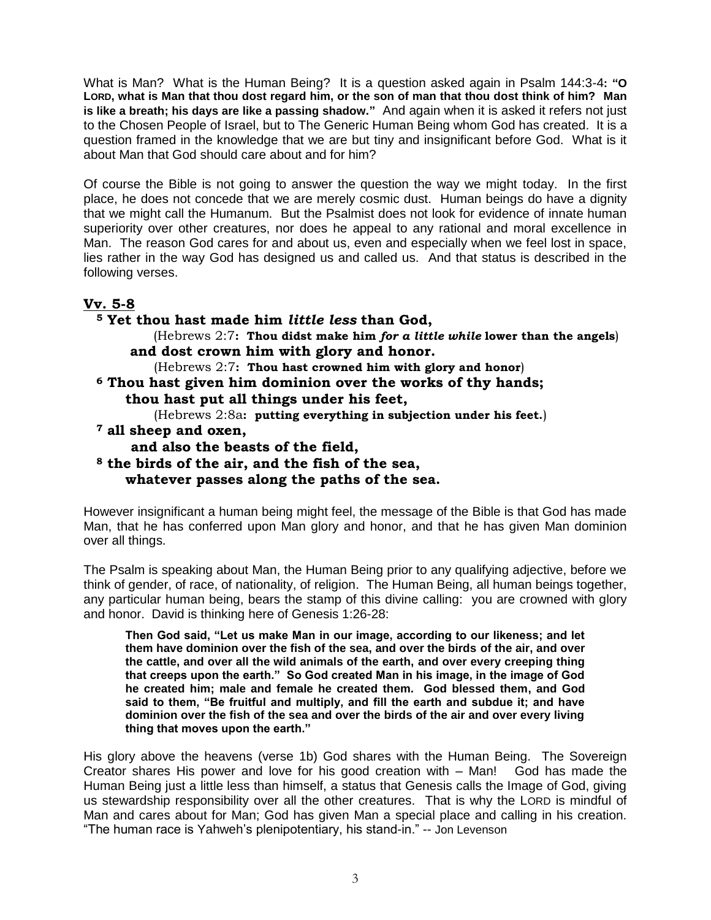What is Man? What is the Human Being? It is a question asked again in Psalm 144:3-4: **"O LORD, what is Man that thou dost regard him, or the son of man that thou dost think of him? Man is like a breath; his days are like a passing shadow."** And again when it is asked it refers not just to the Chosen People of Israel, but to The Generic Human Being whom God has created. It is a question framed in the knowledge that we are but tiny and insignificant before God. What is it about Man that God should care about and for him?

Of course the Bible is not going to answer the question the way we might today. In the first place, he does not concede that we are merely cosmic dust. Human beings do have a dignity that we might call the Humanum. But the Psalmist does not look for evidence of innate human superiority over other creatures, nor does he appeal to any rational and moral excellence in Man. The reason God cares for and about us, even and especially when we feel lost in space, lies rather in the way God has designed us and called us. And that status is described in the following verses.

## Vv. 5-8

**5 Yet thou hast made him *little less* than God,**
(Hebrews 2:7**: Thou didst make him *for a little while* lower than the angels**)
**and dost crown him with glory and honor.**
(Hebrews 2:7**: Thou hast crowned him with glory and honor**)
**6 Thou hast given him dominion over the works of thy hands;**
**thou hast put all things under his feet,**
(Hebrews 2:8a**: putting everything in subjection under his feet.**)
**7 all sheep and oxen,**
**and also the beasts of the field,**
**8 the birds of the air, and the fish of the sea,**
**whatever passes along the paths of the sea.**

However insignificant a human being might feel, the message of the Bible is that God has made Man, that he has conferred upon Man glory and honor, and that he has given Man dominion over all things.

The Psalm is speaking about Man, the Human Being prior to any qualifying adjective, before we think of gender, of race, of nationality, of religion. The Human Being, all human beings together, any particular human being, bears the stamp of this divine calling: you are crowned with glory and honor. David is thinking here of Genesis 1:26-28:

> **Then God said, "Let us make Man in our image, according to our likeness; and let them have dominion over the fish of the sea, and over the birds of the air, and over the cattle, and over all the wild animals of the earth, and over every creeping thing that creeps upon the earth." So God created Man in his image, in the image of God he created him; male and female he created them. God blessed them, and God said to them, "Be fruitful and multiply, and fill the earth and subdue it; and have dominion over the fish of the sea and over the birds of the air and over every living thing that moves upon the earth."**

His glory above the heavens (verse 1b) God shares with the Human Being. The Sovereign Creator shares His power and love for his good creation with – Man! God has made the Human Being just a little less than himself, a status that Genesis calls the Image of God, giving us stewardship responsibility over all the other creatures. That is why the LORD is mindful of Man and cares about for Man; God has given Man a special place and calling in his creation. "The human race is Yahweh's plenipotentiary, his stand-in." -- Jon Levenson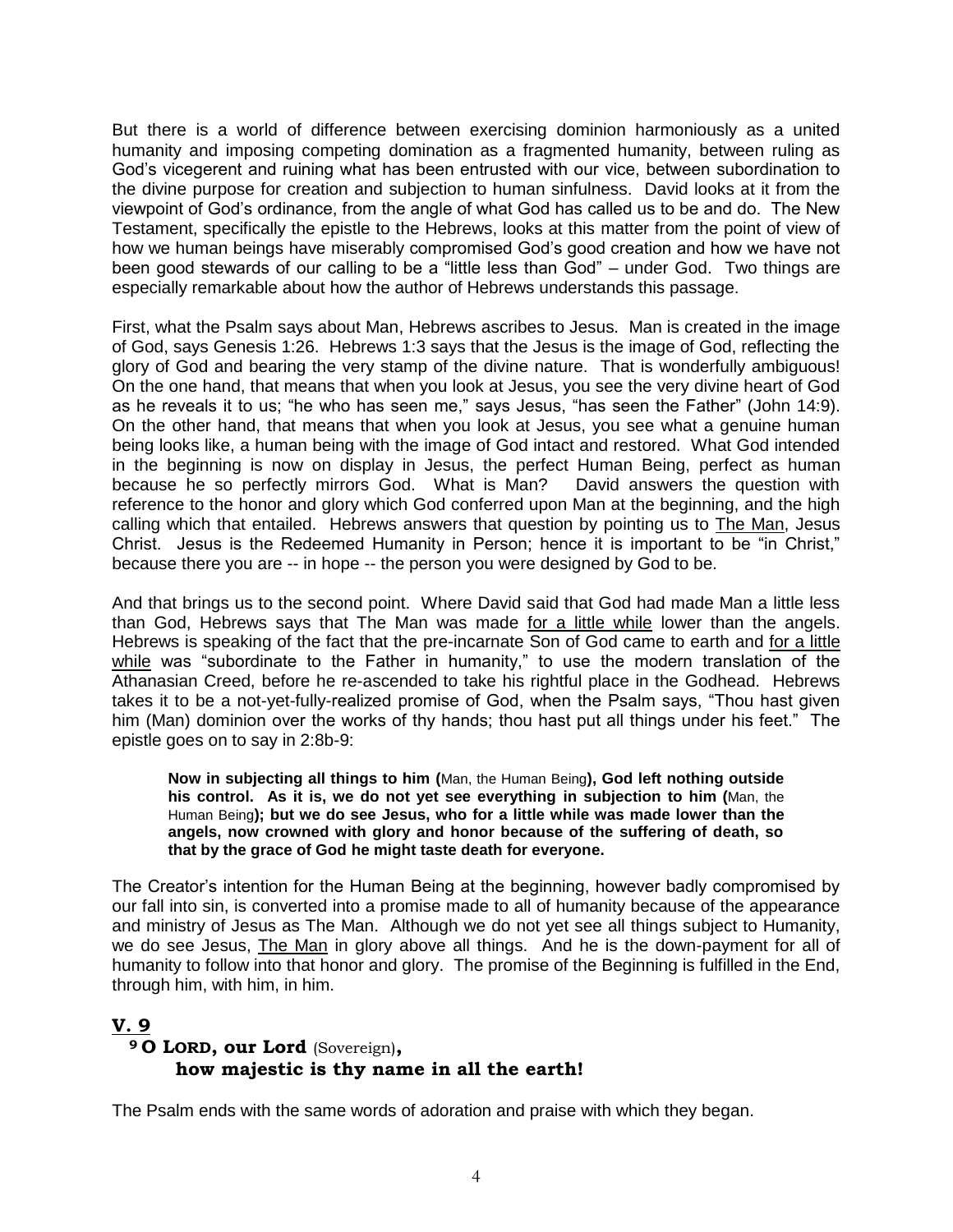But there is a world of difference between exercising dominion harmoniously as a united humanity and imposing competing domination as a fragmented humanity, between ruling as God's vicegerent and ruining what has been entrusted with our vice, between subordination to the divine purpose for creation and subjection to human sinfulness. David looks at it from the viewpoint of God's ordinance, from the angle of what God has called us to be and do. The New Testament, specifically the epistle to the Hebrews, looks at this matter from the point of view of how we human beings have miserably compromised God's good creation and how we have not been good stewards of our calling to be a "little less than God" – under God. Two things are especially remarkable about how the author of Hebrews understands this passage.

First, what the Psalm says about Man, Hebrews ascribes to Jesus. Man is created in the image of God, says Genesis 1:26. Hebrews 1:3 says that the Jesus is the image of God, reflecting the glory of God and bearing the very stamp of the divine nature. That is wonderfully ambiguous! On the one hand, that means that when you look at Jesus, you see the very divine heart of God as he reveals it to us; "he who has seen me," says Jesus, "has seen the Father" (John 14:9). On the other hand, that means that when you look at Jesus, you see what a genuine human being looks like, a human being with the image of God intact and restored. What God intended in the beginning is now on display in Jesus, the perfect Human Being, perfect as human because he so perfectly mirrors God. What is Man? David answers the question with reference to the honor and glory which God conferred upon Man at the beginning, and the high calling which that entailed. Hebrews answers that question by pointing us to <u>The Man</u>, Jesus Christ. Jesus is the Redeemed Humanity in Person; hence it is important to be "in Christ," because there you are -- in hope -- the person you were designed by God to be.

And that brings us to the second point. Where David said that God had made Man a little less than God, Hebrews says that The Man was made <u>for a little while</u> lower than the angels. Hebrews is speaking of the fact that the pre-incarnate Son of God came to earth and <u>for a little while</u> was "subordinate to the Father in humanity," to use the modern translation of the Athanasian Creed, before he re-ascended to take his rightful place in the Godhead. Hebrews takes it to be a not-yet-fully-realized promise of God, when the Psalm says, "Thou hast given him (Man) dominion over the works of thy hands; thou hast put all things under his feet." The epistle goes on to say in 2:8b-9:

> **Now in subjecting all things to him (**Man, the Human Being**), God left nothing outside his control. As it is, we do not yet see everything in subjection to him (**Man, the Human Being**); but we do see Jesus, who for a little while was made lower than the angels, now crowned with glory and honor because of the suffering of death, so that by the grace of God he might taste death for everyone.**

The Creator's intention for the Human Being at the beginning, however badly compromised by our fall into sin, is converted into a promise made to all of humanity because of the appearance and ministry of Jesus as The Man. Although we do not yet see all things subject to Humanity, we do see Jesus, <u>The Man</u> in glory above all things. And he is the down-payment for all of humanity to follow into that honor and glory. The promise of the Beginning is fulfilled in the End, through him, with him, in him.

## V. 9

**[9] O LORD, our Lord** (Sovereign)**,**
**how majestic is thy name in all the earth!**

The Psalm ends with the same words of adoration and praise with which they began.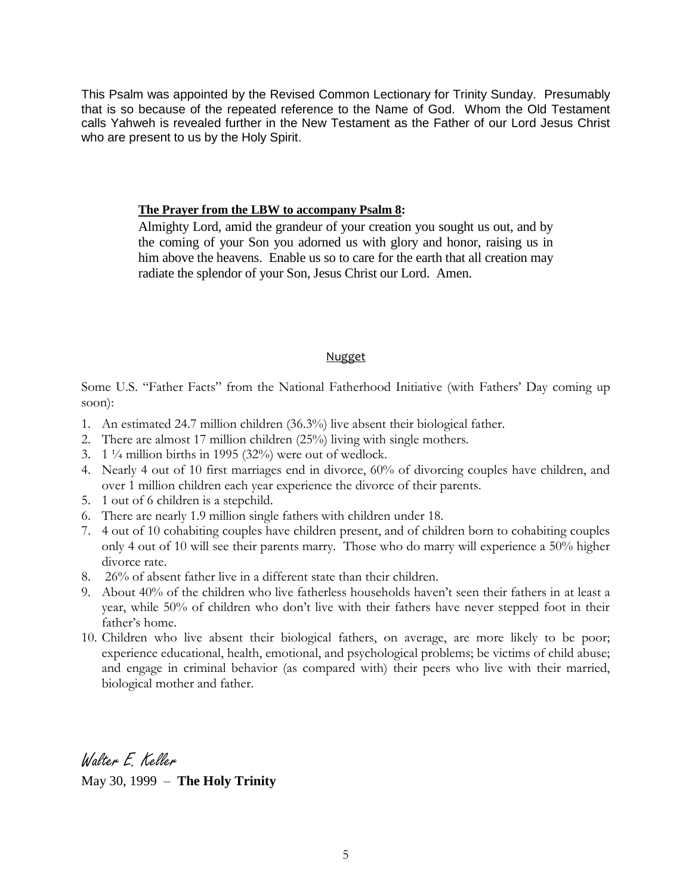This Psalm was appointed by the Revised Common Lectionary for Trinity Sunday. Presumably that is so because of the repeated reference to the Name of God. Whom the Old Testament calls Yahweh is revealed further in the New Testament as the Father of our Lord Jesus Christ who are present to us by the Holy Spirit.

**The Prayer from the LBW to accompany Psalm 8:**

Almighty Lord, amid the grandeur of your creation you sought us out, and by the coming of your Son you adorned us with glory and honor, raising us in him above the heavens. Enable us so to care for the earth that all creation may radiate the splendor of your Son, Jesus Christ our Lord. Amen.

## Nugget

Some U.S. "Father Facts" from the National Fatherhood Initiative (with Fathers' Day coming up soon):

1. An estimated 24.7 million children (36.3%) live absent their biological father.
2. There are almost 17 million children (25%) living with single mothers.
3. 1 ¼ million births in 1995 (32%) were out of wedlock.
4. Nearly 4 out of 10 first marriages end in divorce, 60% of divorcing couples have children, and over 1 million children each year experience the divorce of their parents.
5. 1 out of 6 children is a stepchild.
6. There are nearly 1.9 million single fathers with children under 18.
7. 4 out of 10 cohabiting couples have children present, and of children born to cohabiting couples only 4 out of 10 will see their parents marry. Those who do marry will experience a 50% higher divorce rate.
8. 26% of absent father live in a different state than their children.
9. About 40% of the children who live fatherless households haven't seen their fathers in at least a year, while 50% of children who don't live with their fathers have never stepped foot in their father's home.
10. Children who live absent their biological fathers, on average, are more likely to be poor; experience educational, health, emotional, and psychological problems; be victims of child abuse; and engage in criminal behavior (as compared with) their peers who live with their married, biological mother and father.

*Walter E. Keller*

May 30, 1999 – **The Holy Trinity**